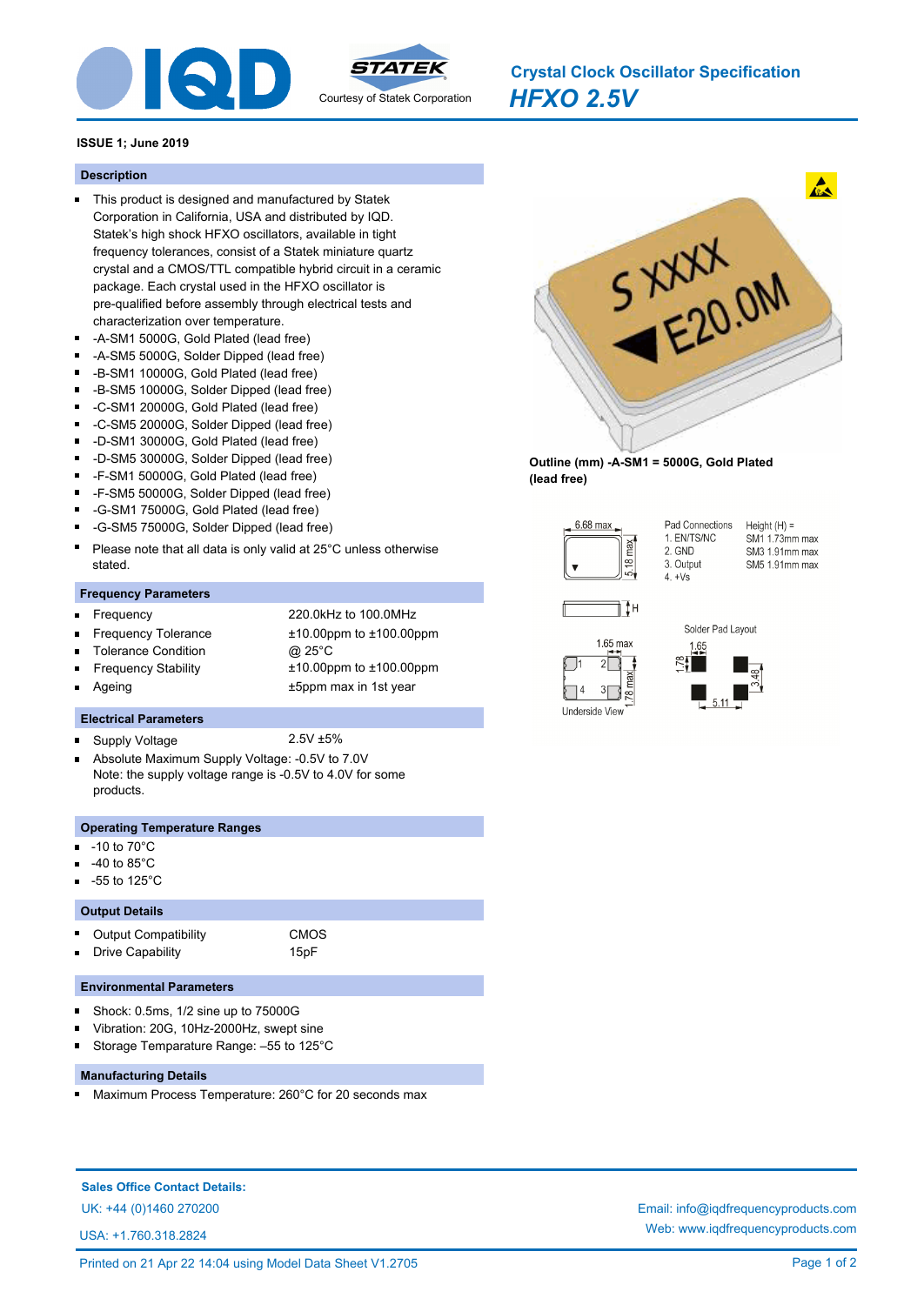# Crystal Clock Oscillator Specification

## *HFXO 2.5V*

Courtesy of Statek Corporation

**ISSUE 1; June 2019**

## Description

- This product is designed and manufactured by Statek Corporation in California, USA and distributed by IQD. Statek's high shock HFXO oscillators, available in tight frequency tolerances, consist of a Statek miniature quartz crystal and a CMOS/TTL compatible hybrid circuit in a ceramic package. Each crystal used in the HFXO oscillator is pre-qualified before assembly through electrical tests and characterization over temperature.
- -A-SM1 5000G, Gold Plated (lead free)
- -A-SM5 5000G, Solder Dipped (lead free)
- -B-SM1 10000G, Gold Plated (lead free)
- -B-SM5 10000G, Solder Dipped (lead free)
- -C-SM1 20000G, Gold Plated (lead free)
- -C-SM5 20000G, Solder Dipped (lead free)
- -D-SM1 30000G, Gold Plated (lead free)
- -D-SM5 30000G, Solder Dipped (lead free)
- -F-SM1 50000G, Gold Plated (lead free)
- -F-SM5 50000G, Solder Dipped (lead free)
- -G-SM1 75000G, Gold Plated (lead free)
- -G-SM5 75000G, Solder Dipped (lead free)
- Please note that all data is only valid at 25°C unless otherwise stated.

**Outline (mm) -A-SM1 = 5000G, Gold Plated (lead free)**

6.68 max, 5.18 max, H

Pad Connections
1. EN/TS/NC
2. GND
3. Output
4. +Vs

Height (H) =
SM1 1.73mm max
SM3 1.91mm max
SM5 1.91mm max

Underside View: 1.65 max, 1.78 max

Solder Pad Layout: 1.65, 1.78, 3.48, 5.11

## Frequency Parameters

| | |
|---|---|
| Frequency | 220.0kHz to 100.0MHz |
| Frequency Tolerance | ±10.00ppm to ±100.00ppm |
| Tolerance Condition | @ 25°C |
| Frequency Stability | ±10.00ppm to ±100.00ppm |
| Ageing | ±5ppm max in 1st year |

## Electrical Parameters

- Supply Voltage: 2.5V ±5%
- Absolute Maximum Supply Voltage: -0.5V to 7.0V
  Note: the supply voltage range is -0.5V to 4.0V for some products.

## Operating Temperature Ranges

- -10 to 70°C
- -40 to 85°C
- -55 to 125°C

## Output Details

| | |
|---|---|
| Output Compatibility | CMOS |
| Drive Capability | 15pF |

## Environmental Parameters

- Shock: 0.5ms, 1/2 sine up to 75000G
- Vibration: 20G, 10Hz-2000Hz, swept sine
- Storage Temparature Range: –55 to 125°C

## Manufacturing Details

- Maximum Process Temperature: 260°C for 20 seconds max

**Sales Office Contact Details:**

UK: +44 (0)1460 270200

USA: +1.760.318.2824

Email: info@iqdfrequencyproducts.com

Web: www.iqdfrequencyproducts.com

Printed on 21 Apr 22 14:04 using Model Data Sheet V1.2705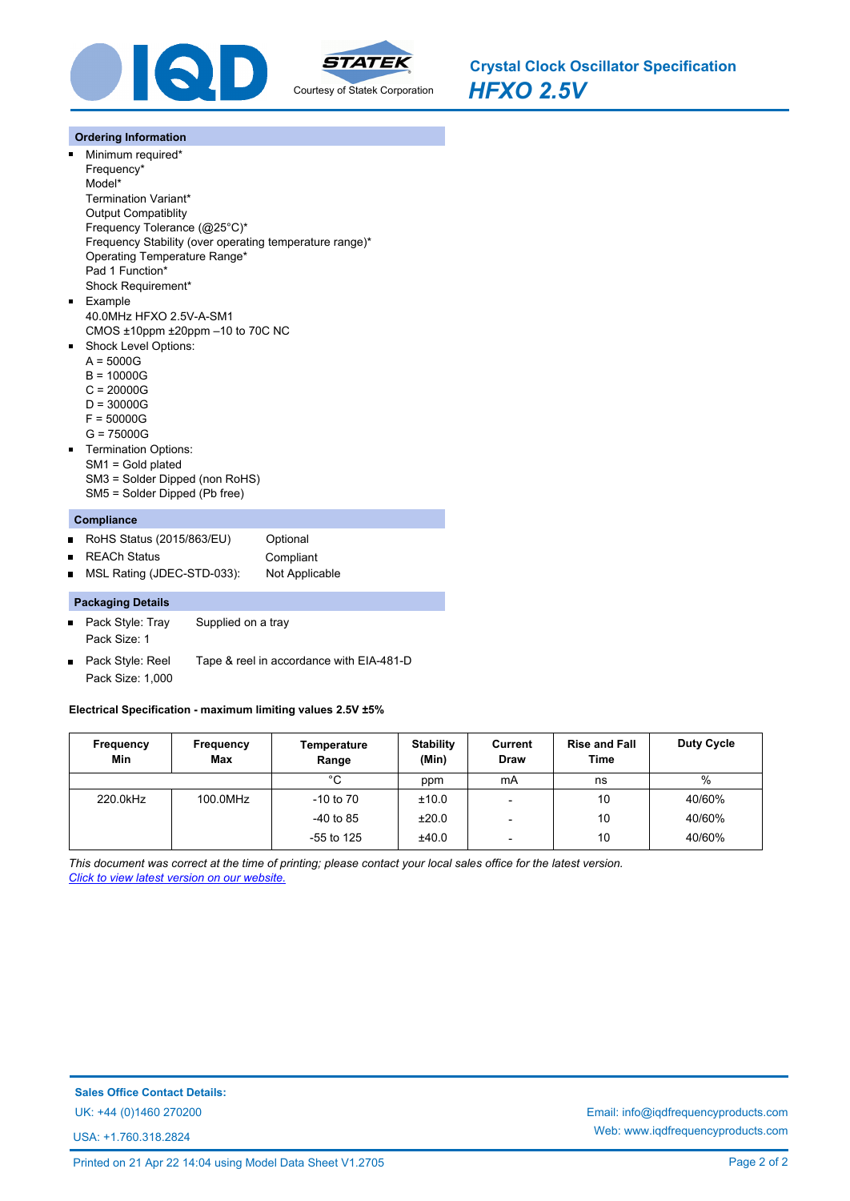# Crystal Clock Oscillator Specification

## HFXO 2.5V

Courtesy of Statek Corporation

### Ordering Information

- Minimum required*
  Frequency*
  Model*
  Termination Variant*
  Output Compatiblity
  Frequency Tolerance (@25°C)*
  Frequency Stability (over operating temperature range)*
  Operating Temperature Range*
  Pad 1 Function*
  Shock Requirement*
- Example
  40.0MHz HFXO 2.5V-A-SM1
  CMOS ±10ppm ±20ppm –10 to 70C NC
- Shock Level Options:
  A = 5000G
  B = 10000G
  C = 20000G
  D = 30000G
  F = 50000G
  G = 75000G
- Termination Options:
  SM1 = Gold plated
  SM3 = Solder Dipped (non RoHS)
  SM5 = Solder Dipped (Pb free)

### Compliance

- RoHS Status (2015/863/EU) Optional
- REACh Status Compliant
- MSL Rating (JDEC-STD-033): Not Applicable

### Packaging Details

- Pack Style: Tray Supplied on a tray
  Pack Size: 1
- Pack Style: Reel Tape & reel in accordance with EIA-481-D
  Pack Size: 1,000

**Electrical Specification - maximum limiting values 2.5V ±5%**

| Frequency Min | Frequency Max | Temperature Range | Stability (Min) | Current Draw | Rise and Fall Time | Duty Cycle |
|---|---|---|---|---|---|---|
| | | °C | ppm | mA | ns | % |
| 220.0kHz | 100.0MHz | -10 to 70 | ±10.0 | - | 10 | 40/60% |
| | | -40 to 85 | ±20.0 | - | 10 | 40/60% |
| | | -55 to 125 | ±40.0 | - | 10 | 40/60% |

*This document was correct at the time of printing; please contact your local sales office for the latest version.*
*Click to view latest version on our website.*

**Sales Office Contact Details:**

UK: +44 (0)1460 270200

USA: +1.760.318.2824

Email: info@iqdfrequencyproducts.com

Web: www.iqdfrequencyproducts.com

Printed on 21 Apr 22 14:04 using Model Data Sheet V1.2705